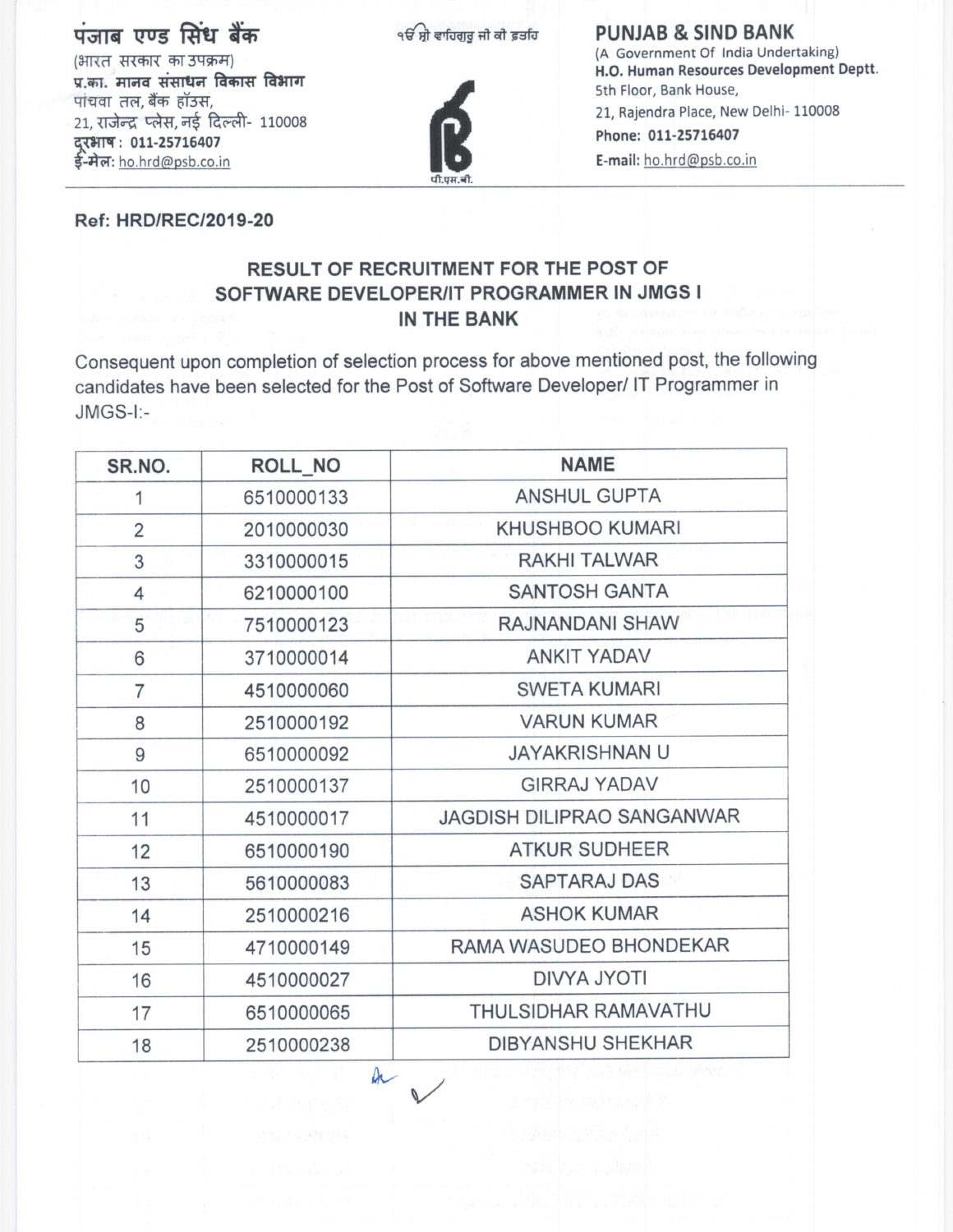पंजाब एण्ड सिंध बैंक
(भारत सरकार का उपक्रम)
**प्र.का. मानव संसाधन विकास विभाग**
पांचवा तल, बैंक हॉउस,
21, राजेन्द्र प्लेस, नई दिल्ली- 110008
**दूरभाष: 011-25716407**
**ई-मेल:** ho.hrd@psb.co.in

ੴ ਸ੍ਰੀ ਵਾਹਿਗੁਰੂ ਜੀ ਕੀ ਫ਼ਤਹਿ

पी.एस.बी.

**PUNJAB & SIND BANK**
(A Government Of India Undertaking)
**H.O. Human Resources Development Deptt.**
5th Floor, Bank House,
21, Rajendra Place, New Delhi- 110008
**Phone: 011-25716407**
**E-mail:** ho.hrd@psb.co.in

**Ref: HRD/REC/2019-20**

## RESULT OF RECRUITMENT FOR THE POST OF SOFTWARE DEVELOPER/IT PROGRAMMER IN JMGS I IN THE BANK

Consequent upon completion of selection process for above mentioned post, the following candidates have been selected for the Post of Software Developer/ IT Programmer in JMGS-I:-

| SR.NO. | ROLL_NO | NAME |
|---|---|---|
| 1 | 6510000133 | ANSHUL GUPTA |
| 2 | 2010000030 | KHUSHBOO KUMARI |
| 3 | 3310000015 | RAKHI TALWAR |
| 4 | 6210000100 | SANTOSH GANTA |
| 5 | 7510000123 | RAJNANDANI SHAW |
| 6 | 3710000014 | ANKIT YADAV |
| 7 | 4510000060 | SWETA KUMARI |
| 8 | 2510000192 | VARUN KUMAR |
| 9 | 6510000092 | JAYAKRISHNAN U |
| 10 | 2510000137 | GIRRAJ YADAV |
| 11 | 4510000017 | JAGDISH DILIPRAO SANGANWAR |
| 12 | 6510000190 | ATKUR SUDHEER |
| 13 | 5610000083 | SAPTARAJ DAS |
| 14 | 2510000216 | ASHOK KUMAR |
| 15 | 4710000149 | RAMA WASUDEO BHONDEKAR |
| 16 | 4510000027 | DIVYA JYOTI |
| 17 | 6510000065 | THULSIDHAR RAMAVATHU |
| 18 | 2510000238 | DIBYANSHU SHEKHAR |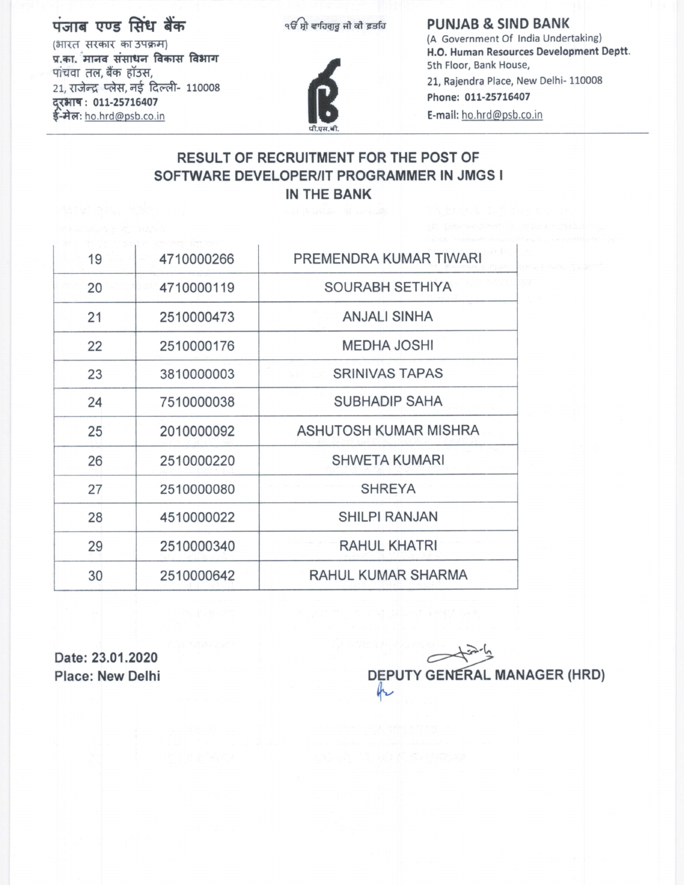पंजाब एण्ड सिंध बैंक
(भारत सरकार का उपक्रम)
**प्र.का. मानव संसाधन विकास विभाग**
पांचवा तल, बैंक हॉउस,
21, राजेन्द्र प्लेस, नई दिल्ली- 110008
**दूरभाष : 011-25716407**
**ई-मेल:** ho.hrd@psb.co.in

ੴ ਸ੍ਰੀ ਵਾਹਿਗੁਰੂ ਜੀ ਕੀ ਫ਼ਤਹਿ

पी.एस.बी.

**PUNJAB & SIND BANK**
(A Government Of India Undertaking)
**H.O. Human Resources Development Deptt.**
5th Floor, Bank House,
21, Rajendra Place, New Delhi- 110008
**Phone: 011-25716407**
**E-mail:** ho.hrd@psb.co.in

## RESULT OF RECRUITMENT FOR THE POST OF SOFTWARE DEVELOPER/IT PROGRAMMER IN JMGS I IN THE BANK

| | | |
|---|---|---|
| 19 | 4710000266 | PREMENDRA KUMAR TIWARI |
| 20 | 4710000119 | SOURABH SETHIYA |
| 21 | 2510000473 | ANJALI SINHA |
| 22 | 2510000176 | MEDHA JOSHI |
| 23 | 3810000003 | SRINIVAS TAPAS |
| 24 | 7510000038 | SUBHADIP SAHA |
| 25 | 2010000092 | ASHUTOSH KUMAR MISHRA |
| 26 | 2510000220 | SHWETA KUMARI |
| 27 | 2510000080 | SHREYA |
| 28 | 4510000022 | SHILPI RANJAN |
| 29 | 2510000340 | RAHUL KHATRI |
| 30 | 2510000642 | RAHUL KUMAR SHARMA |

**Date: 23.01.2020**
**Place: New Delhi**

**DEPUTY GENERAL MANAGER (HRD)**